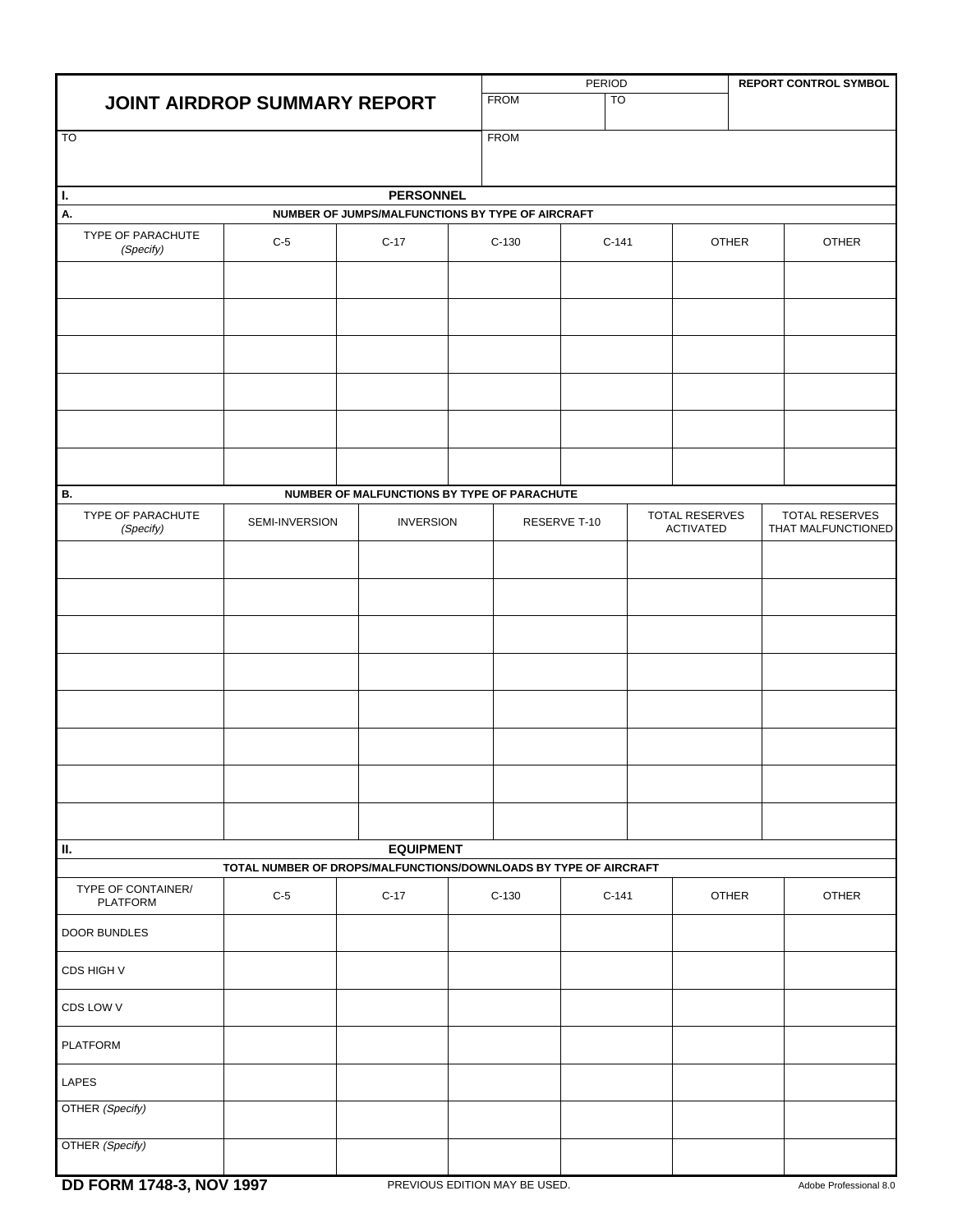# JOINT AIRDROP SUMMARY REPORT

| PERIOD | | REPORT CONTROL SYMBOL |
|---|---|---|
| FROM | TO | |

| TO | FROM |
|---|---|
| | |

## I. PERSONNEL

### A. NUMBER OF JUMPS/MALFUNCTIONS BY TYPE OF AIRCRAFT

| TYPE OF PARACHUTE *(Specify)* | C-5 | C-17 | C-130 | C-141 | OTHER | OTHER |
|---|---|---|---|---|---|---|
| | | | | | | |
| | | | | | | |
| | | | | | | |
| | | | | | | |
| | | | | | | |
| | | | | | | |

### B. NUMBER OF MALFUNCTIONS BY TYPE OF PARACHUTE

| TYPE OF PARACHUTE *(Specify)* | SEMI-INVERSION | INVERSION | RESERVE T-10 | TOTAL RESERVES ACTIVATED | TOTAL RESERVES THAT MALFUNCTIONED |
|---|---|---|---|---|---|
| | | | | | |
| | | | | | |
| | | | | | |
| | | | | | |
| | | | | | |
| | | | | | |
| | | | | | |
| | | | | | |

## II. EQUIPMENT

### TOTAL NUMBER OF DROPS/MALFUNCTIONS/DOWNLOADS BY TYPE OF AIRCRAFT

| TYPE OF CONTAINER/ PLATFORM | C-5 | C-17 | C-130 | C-141 | OTHER | OTHER |
|---|---|---|---|---|---|---|
| DOOR BUNDLES | | | | | | |
| CDS HIGH V | | | | | | |
| CDS LOW V | | | | | | |
| PLATFORM | | | | | | |
| LAPES | | | | | | |
| OTHER *(Specify)* | | | | | | |
| OTHER *(Specify)* | | | | | | |

**DD FORM 1748-3, NOV 1997** PREVIOUS EDITION MAY BE USED. Adobe Professional 8.0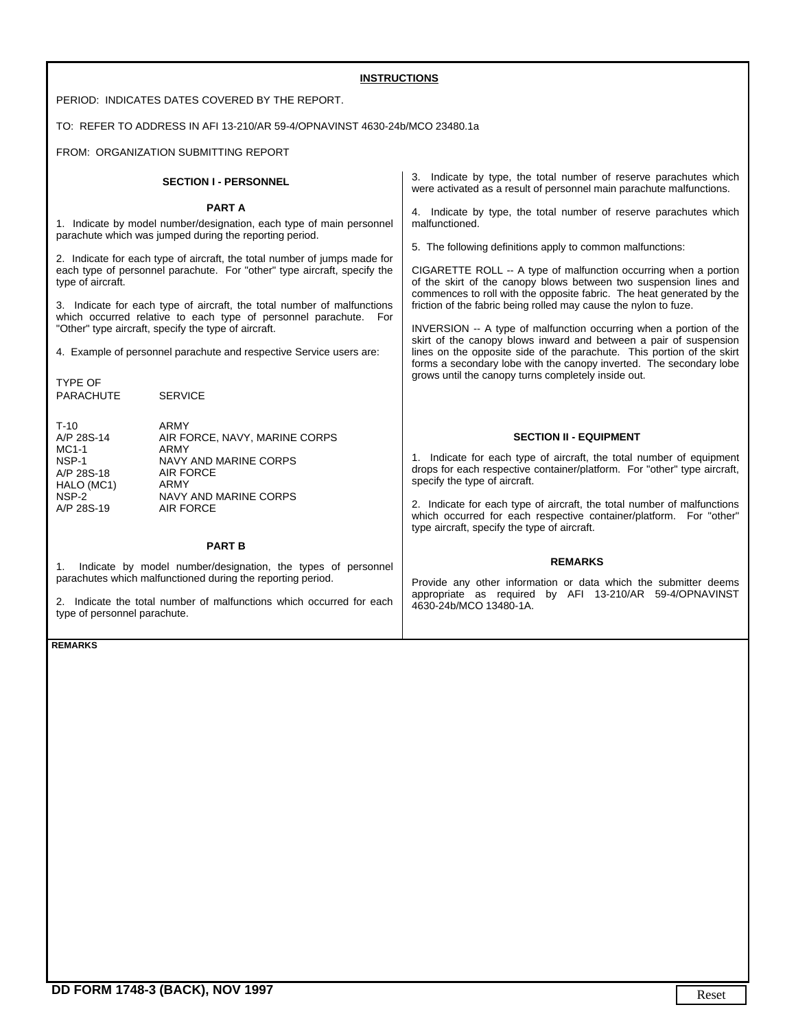## INSTRUCTIONS

PERIOD: INDICATES DATES COVERED BY THE REPORT.

TO: REFER TO ADDRESS IN AFI 13-210/AR 59-4/OPNAVINST 4630-24b/MCO 23480.1a

FROM: ORGANIZATION SUBMITTING REPORT

### SECTION I - PERSONNEL

#### PART A

1. Indicate by model number/designation, each type of main personnel parachute which was jumped during the reporting period.

2. Indicate for each type of aircraft, the total number of jumps made for each type of personnel parachute. For "other" type aircraft, specify the type of aircraft.

3. Indicate for each type of aircraft, the total number of malfunctions which occurred relative to each type of personnel parachute. For "Other" type aircraft, specify the type of aircraft.

4. Example of personnel parachute and respective Service users are:

| TYPE OF PARACHUTE | SERVICE |
|---|---|
| T-10 | ARMY |
| A/P 28S-14 | AIR FORCE, NAVY, MARINE CORPS |
| MC1-1 | ARMY |
| NSP-1 | NAVY AND MARINE CORPS |
| A/P 28S-18 | AIR FORCE |
| HALO (MC1) | ARMY |
| NSP-2 | NAVY AND MARINE CORPS |
| A/P 28S-19 | AIR FORCE |

#### PART B

1. Indicate by model number/designation, the types of personnel parachutes which malfunctioned during the reporting period.

2. Indicate the total number of malfunctions which occurred for each type of personnel parachute.

3. Indicate by type, the total number of reserve parachutes which were activated as a result of personnel main parachute malfunctions.

4. Indicate by type, the total number of reserve parachutes which malfunctioned.

5. The following definitions apply to common malfunctions:

CIGARETTE ROLL -- A type of malfunction occurring when a portion of the skirt of the canopy blows between two suspension lines and commences to roll with the opposite fabric. The heat generated by the friction of the fabric being rolled may cause the nylon to fuze.

INVERSION -- A type of malfunction occurring when a portion of the skirt of the canopy blows inward and between a pair of suspension lines on the opposite side of the parachute. This portion of the skirt forms a secondary lobe with the canopy inverted. The secondary lobe grows until the canopy turns completely inside out.

### SECTION II - EQUIPMENT

1. Indicate for each type of aircraft, the total number of equipment drops for each respective container/platform. For "other" type aircraft, specify the type of aircraft.

2. Indicate for each type of aircraft, the total number of malfunctions which occurred for each respective container/platform. For "other" type aircraft, specify the type of aircraft.

### REMARKS

Provide any other information or data which the submitter deems appropriate as required by AFI 13-210/AR 59-4/OPNAVINST 4630-24b/MCO 13480-1A.

**REMARKS**

**DD FORM 1748-3 (BACK), NOV 1997**

Reset